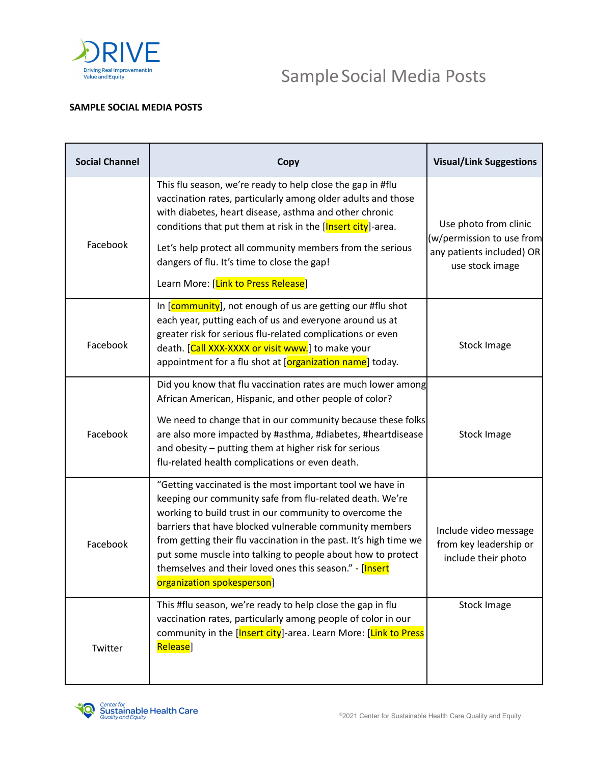# Sample Social Media Posts

**SAMPLE SOCIAL MEDIA POSTS**

| Social Channel | Copy | Visual/Link Suggestions |
|---|---|---|
| Facebook | This flu season, we're ready to help close the gap in #flu vaccination rates, particularly among older adults and those with diabetes, heart disease, asthma and other chronic conditions that put them at risk in the [Insert city]-area.<br><br>Let's help protect all community members from the serious dangers of flu. It's time to close the gap!<br><br>Learn More: [Link to Press Release] | Use photo from clinic (w/permission to use from any patients included) OR use stock image |
| Facebook | In [community], not enough of us are getting our #flu shot each year, putting each of us and everyone around us at greater risk for serious flu-related complications or even death. [Call XXX-XXXX or visit www.] to make your appointment for a flu shot at [organization name] today. | Stock Image |
| Facebook | Did you know that flu vaccination rates are much lower among African American, Hispanic, and other people of color?<br><br>We need to change that in our community because these folks are also more impacted by #asthma, #diabetes, #heartdisease and obesity – putting them at higher risk for serious flu-related health complications or even death. | Stock Image |
| Facebook | "Getting vaccinated is the most important tool we have in keeping our community safe from flu-related death. We're working to build trust in our community to overcome the barriers that have blocked vulnerable community members from getting their flu vaccination in the past. It's high time we put some muscle into talking to people about how to protect themselves and their loved ones this season." - [Insert organization spokesperson] | Include video message from key leadership or include their photo |
| Twitter | This #flu season, we're ready to help close the gap in flu vaccination rates, particularly among people of color in our community in the [Insert city]-area. Learn More: [Link to Press Release] | Stock Image |

©2021 Center for Sustainable Health Care Quality and Equity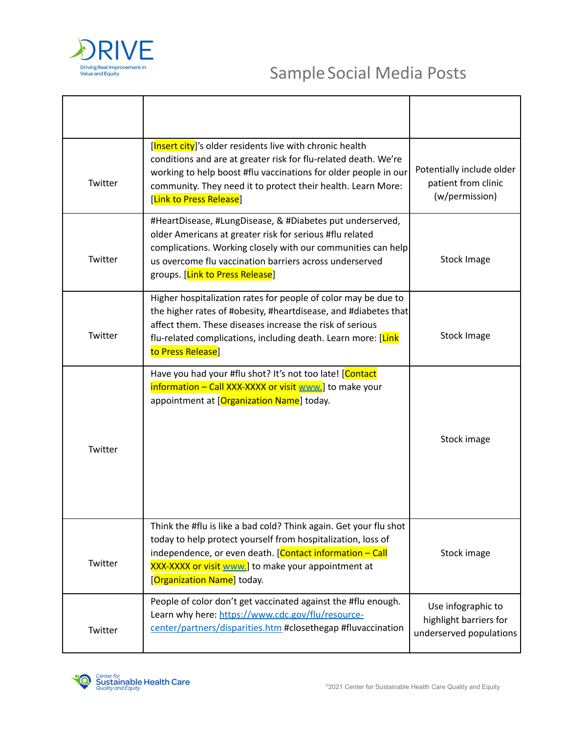# Sample Social Media Posts

| | | |
|---|---|---|
| Twitter | [Insert city]'s older residents live with chronic health conditions and are at greater risk for flu-related death. We're working to help boost #flu vaccinations for older people in our community. They need it to protect their health. Learn More: [Link to Press Release] | Potentially include older patient from clinic (w/permission) |
| Twitter | #HeartDisease, #LungDisease, & #Diabetes put underserved, older Americans at greater risk for serious #flu related complications. Working closely with our communities can help us overcome flu vaccination barriers across underserved groups. [Link to Press Release] | Stock Image |
| Twitter | Higher hospitalization rates for people of color may be due to the higher rates of #obesity, #heartdisease, and #diabetes that affect them. These diseases increase the risk of serious flu-related complications, including death. Learn more: [Link to Press Release] | Stock Image |
| Twitter | Have you had your #flu shot? It's not too late! [Contact information – Call XXX-XXXX or visit www.] to make your appointment at [Organization Name] today. | Stock image |
| Twitter | Think the #flu is like a bad cold? Think again. Get your flu shot today to help protect yourself from hospitalization, loss of independence, or even death. [Contact information – Call XXX-XXXX or visit www.] to make your appointment at [Organization Name] today. | Stock image |
| Twitter | People of color don't get vaccinated against the #flu enough. Learn why here: https://www.cdc.gov/flu/resource-center/partners/disparities.htm #closethegap #fluvaccination | Use infographic to highlight barriers for underserved populations |

©2021 Center for Sustainable Health Care Quality and Equity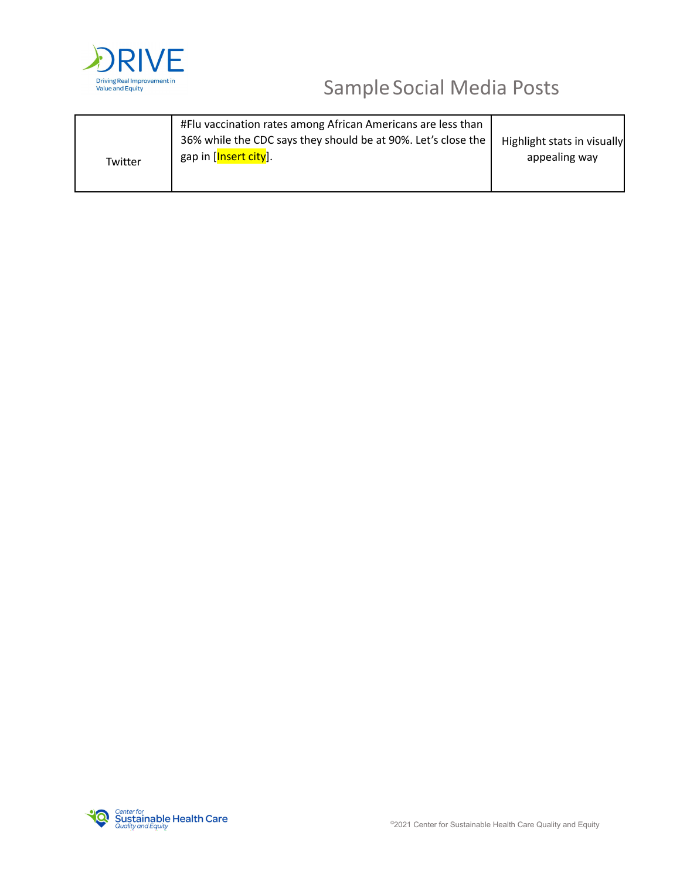Sample Social Media Posts

| | | |
|---|---|---|
| Twitter | #Flu vaccination rates among African Americans are less than 36% while the CDC says they should be at 90%. Let's close the gap in [Insert city]. | Highlight stats in visually appealing way |